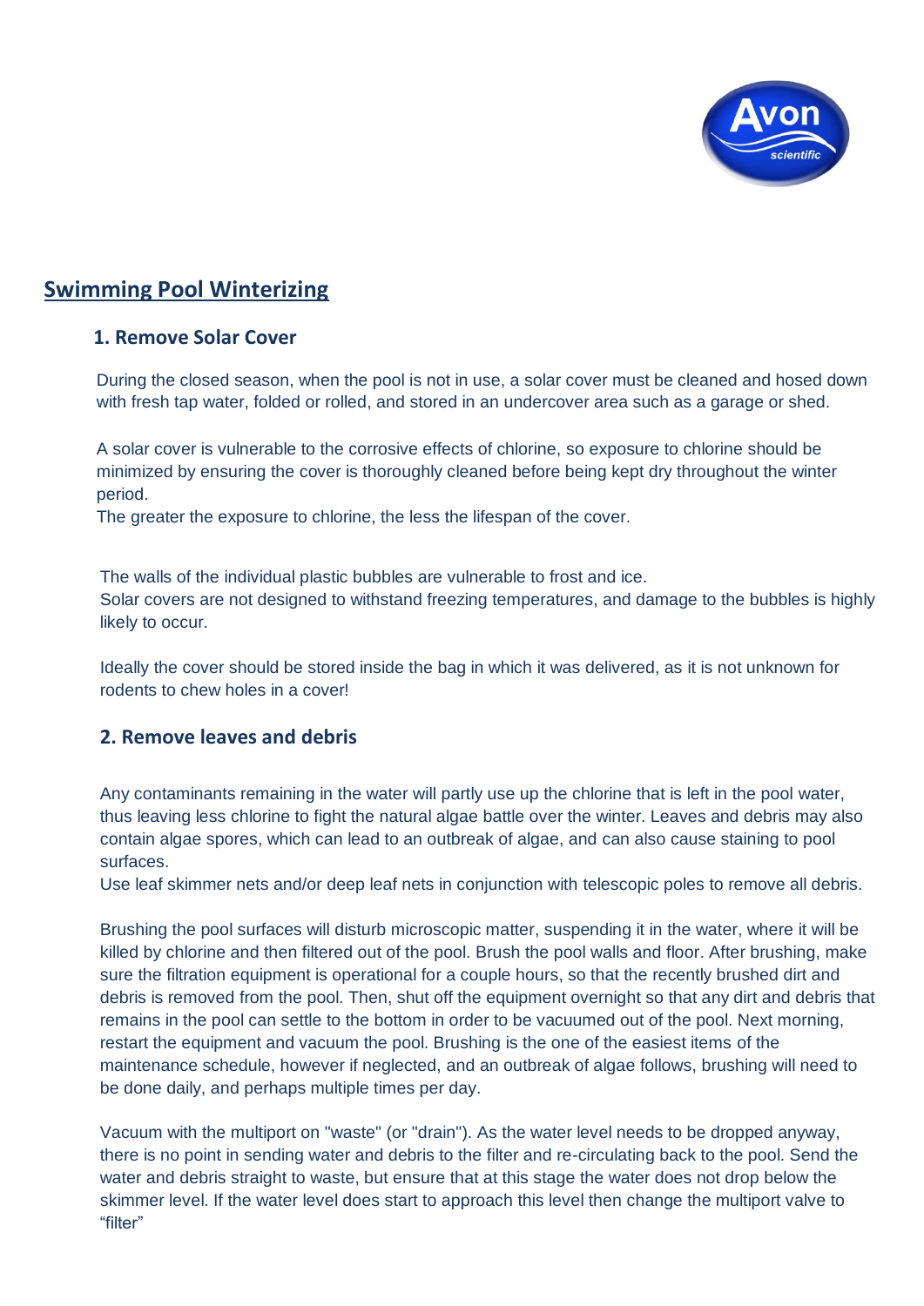# Swimming Pool Winterizing

## 1. Remove Solar Cover

During the closed season, when the pool is not in use, a solar cover must be cleaned and hosed down with fresh tap water, folded or rolled, and stored in an undercover area such as a garage or shed.

A solar cover is vulnerable to the corrosive effects of chlorine, so exposure to chlorine should be minimized by ensuring the cover is thoroughly cleaned before being kept dry throughout the winter period.
The greater the exposure to chlorine, the less the lifespan of the cover.

The walls of the individual plastic bubbles are vulnerable to frost and ice.
Solar covers are not designed to withstand freezing temperatures, and damage to the bubbles is highly likely to occur.

Ideally the cover should be stored inside the bag in which it was delivered, as it is not unknown for rodents to chew holes in a cover!

## 2. Remove leaves and debris

Any contaminants remaining in the water will partly use up the chlorine that is left in the pool water, thus leaving less chlorine to fight the natural algae battle over the winter. Leaves and debris may also contain algae spores, which can lead to an outbreak of algae, and can also cause staining to pool surfaces.
Use leaf skimmer nets and/or deep leaf nets in conjunction with telescopic poles to remove all debris.

Brushing the pool surfaces will disturb microscopic matter, suspending it in the water, where it will be killed by chlorine and then filtered out of the pool. Brush the pool walls and floor. After brushing, make sure the filtration equipment is operational for a couple hours, so that the recently brushed dirt and debris is removed from the pool. Then, shut off the equipment overnight so that any dirt and debris that remains in the pool can settle to the bottom in order to be vacuumed out of the pool. Next morning, restart the equipment and vacuum the pool. Brushing is the one of the easiest items of the maintenance schedule, however if neglected, and an outbreak of algae follows, brushing will need to be done daily, and perhaps multiple times per day.

Vacuum with the multiport on "waste" (or "drain"). As the water level needs to be dropped anyway, there is no point in sending water and debris to the filter and re-circulating back to the pool. Send the water and debris straight to waste, but ensure that at this stage the water does not drop below the skimmer level. If the water level does start to approach this level then change the multiport valve to "filter"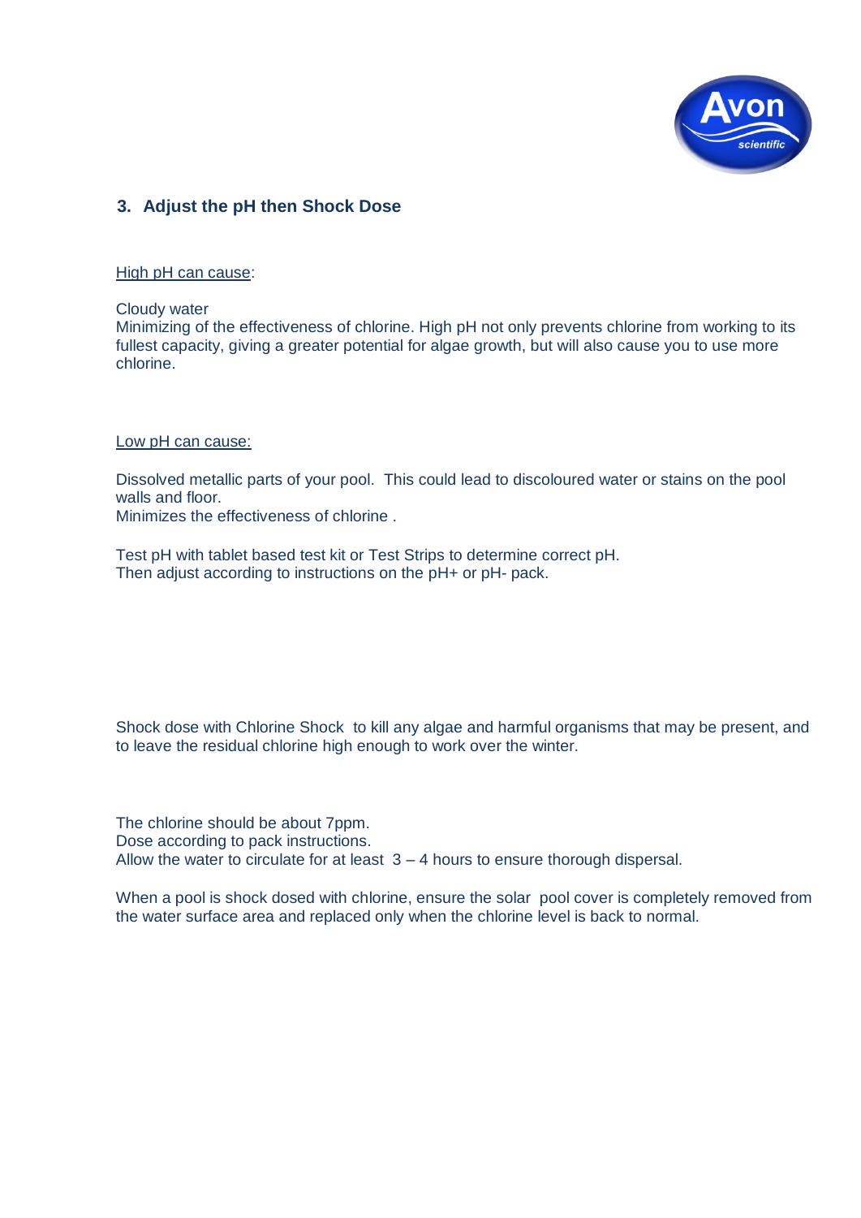### 3. Adjust the pH then Shock Dose

High pH can cause:

Cloudy water
Minimizing of the effectiveness of chlorine. High pH not only prevents chlorine from working to its fullest capacity, giving a greater potential for algae growth, but will also cause you to use more chlorine.

Low pH can cause:

Dissolved metallic parts of your pool. This could lead to discoloured water or stains on the pool walls and floor.
Minimizes the effectiveness of chlorine .

Test pH with tablet based test kit or Test Strips to determine correct pH.
Then adjust according to instructions on the pH+ or pH- pack.

Shock dose with Chlorine Shock to kill any algae and harmful organisms that may be present, and to leave the residual chlorine high enough to work over the winter.

The chlorine should be about 7ppm.
Dose according to pack instructions.
Allow the water to circulate for at least 3 – 4 hours to ensure thorough dispersal.

When a pool is shock dosed with chlorine, ensure the solar pool cover is completely removed from the water surface area and replaced only when the chlorine level is back to normal.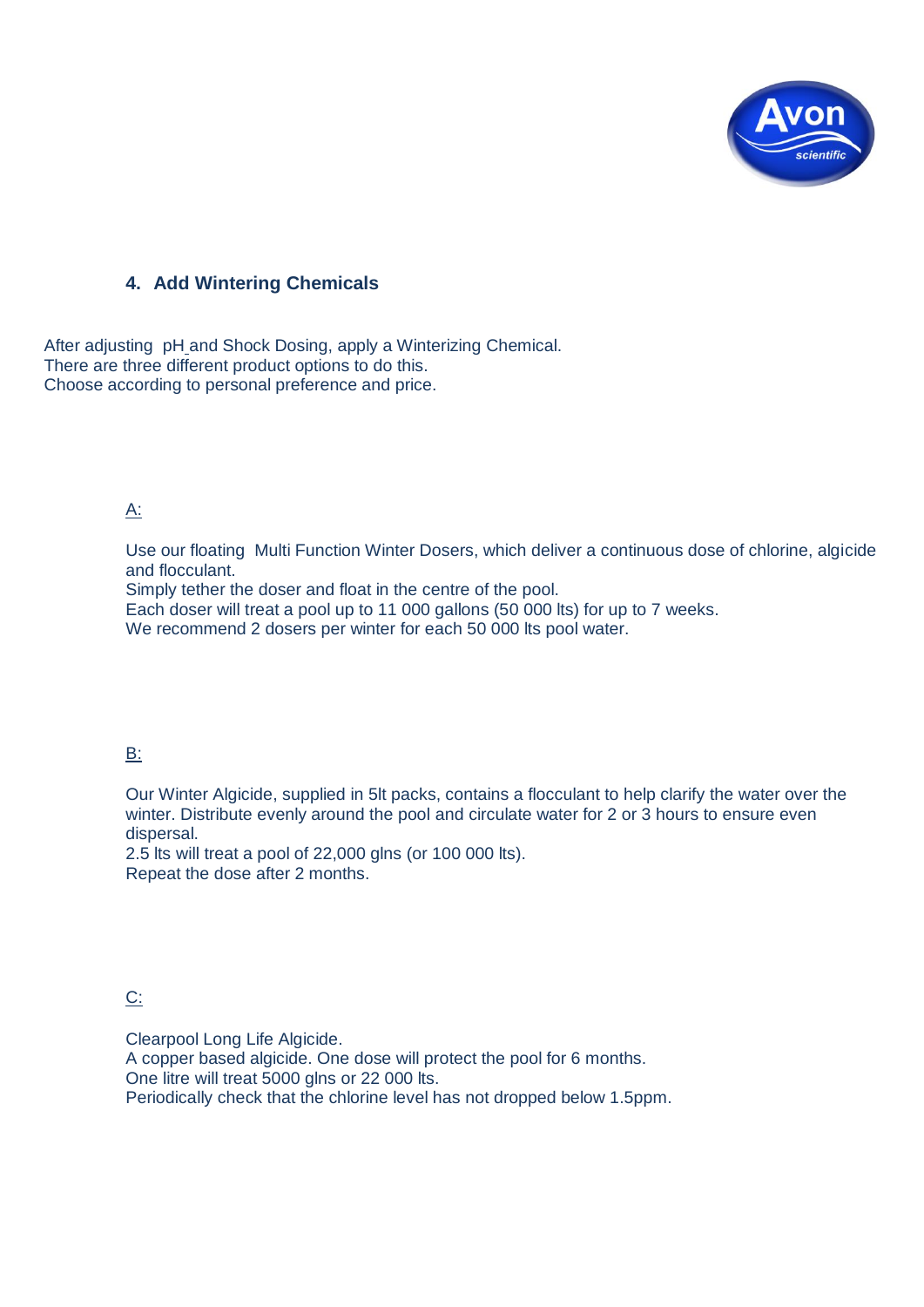## 4. Add Wintering Chemicals

After adjusting pH and Shock Dosing, apply a Winterizing Chemical.
There are three different product options to do this.
Choose according to personal preference and price.

A:

Use our floating Multi Function Winter Dosers, which deliver a continuous dose of chlorine, algicide and flocculant.
Simply tether the doser and float in the centre of the pool.
Each doser will treat a pool up to 11 000 gallons (50 000 lts) for up to 7 weeks.
We recommend 2 dosers per winter for each 50 000 lts pool water.

B:

Our Winter Algicide, supplied in 5lt packs, contains a flocculant to help clarify the water over the winter. Distribute evenly around the pool and circulate water for 2 or 3 hours to ensure even dispersal.
2.5 lts will treat a pool of 22,000 glns (or 100 000 lts).
Repeat the dose after 2 months.

C:

Clearpool Long Life Algicide.
A copper based algicide. One dose will protect the pool for 6 months.
One litre will treat 5000 glns or 22 000 lts.
Periodically check that the chlorine level has not dropped below 1.5ppm.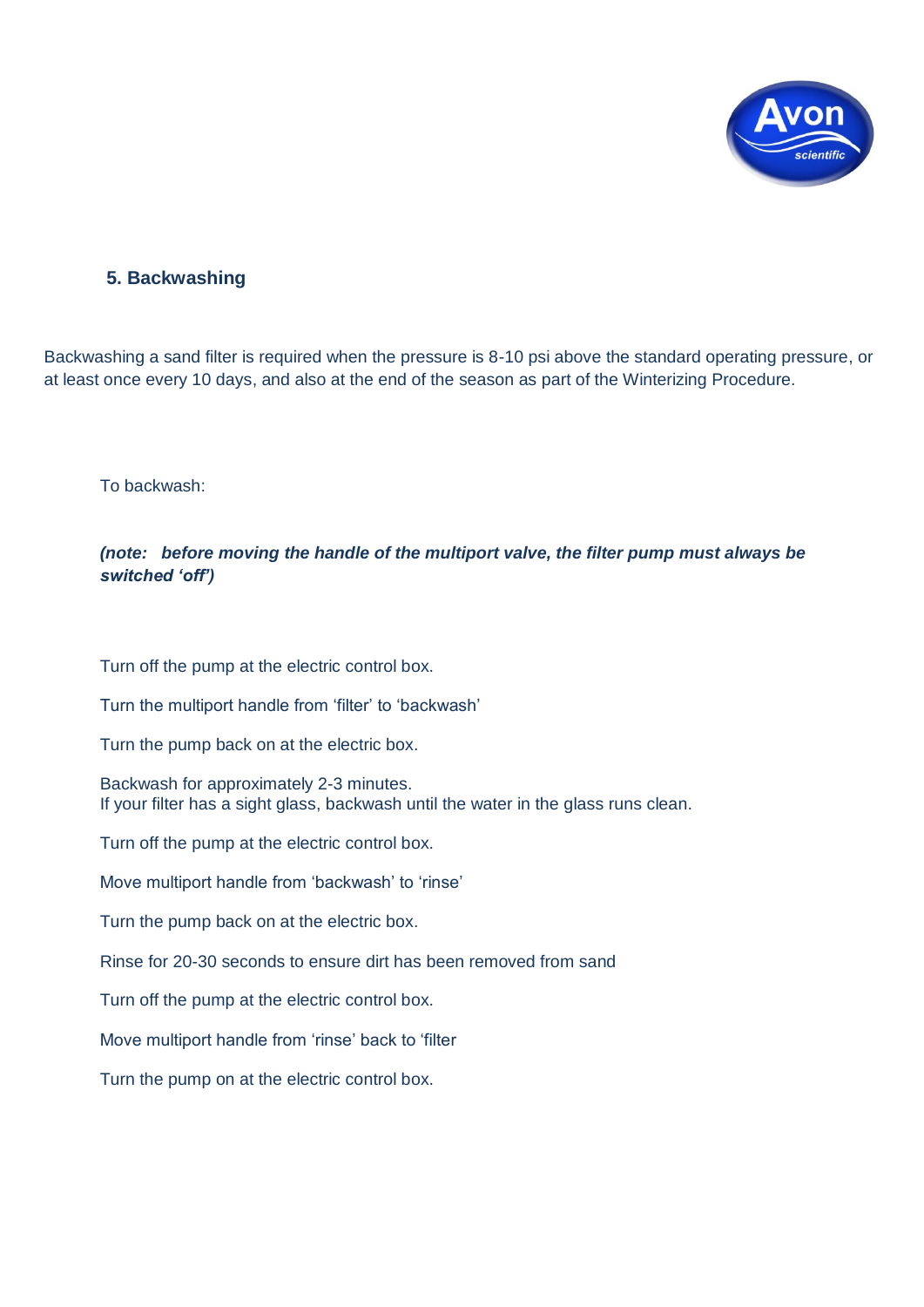## 5. Backwashing

Backwashing a sand filter is required when the pressure is 8-10 psi above the standard operating pressure, or at least once every 10 days, and also at the end of the season as part of the Winterizing Procedure.

To backwash:

***(note: before moving the handle of the multiport valve, the filter pump must always be switched 'off')***

Turn off the pump at the electric control box.

Turn the multiport handle from 'filter' to 'backwash'

Turn the pump back on at the electric box.

Backwash for approximately 2-3 minutes.
If your filter has a sight glass, backwash until the water in the glass runs clean.

Turn off the pump at the electric control box.

Move multiport handle from 'backwash' to 'rinse'

Turn the pump back on at the electric box.

Rinse for 20-30 seconds to ensure dirt has been removed from sand

Turn off the pump at the electric control box.

Move multiport handle from 'rinse' back to 'filter

Turn the pump on at the electric control box.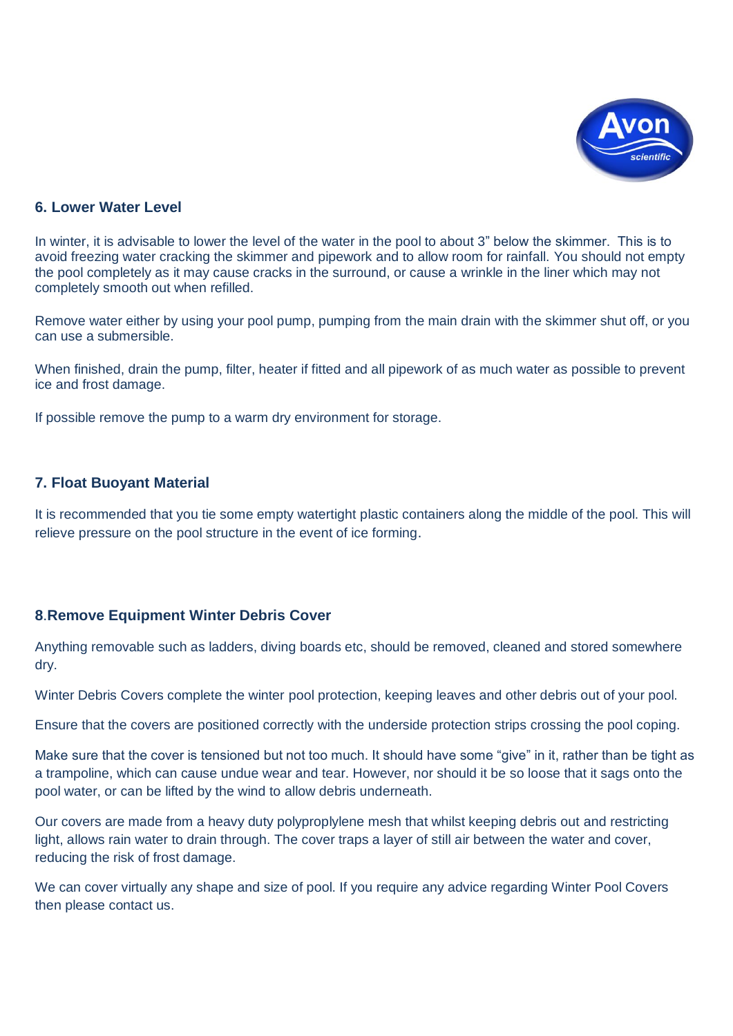### 6. Lower Water Level

In winter, it is advisable to lower the level of the water in the pool to about 3" below the skimmer. This is to avoid freezing water cracking the skimmer and pipework and to allow room for rainfall. You should not empty the pool completely as it may cause cracks in the surround, or cause a wrinkle in the liner which may not completely smooth out when refilled.

Remove water either by using your pool pump, pumping from the main drain with the skimmer shut off, or you can use a submersible.

When finished, drain the pump, filter, heater if fitted and all pipework of as much water as possible to prevent ice and frost damage.

If possible remove the pump to a warm dry environment for storage.

### 7. Float Buoyant Material

It is recommended that you tie some empty watertight plastic containers along the middle of the pool. This will relieve pressure on the pool structure in the event of ice forming.

### 8.Remove Equipment Winter Debris Cover

Anything removable such as ladders, diving boards etc, should be removed, cleaned and stored somewhere dry.

Winter Debris Covers complete the winter pool protection, keeping leaves and other debris out of your pool.

Ensure that the covers are positioned correctly with the underside protection strips crossing the pool coping.

Make sure that the cover is tensioned but not too much. It should have some "give" in it, rather than be tight as a trampoline, which can cause undue wear and tear. However, nor should it be so loose that it sags onto the pool water, or can be lifted by the wind to allow debris underneath.

Our covers are made from a heavy duty polyproplylene mesh that whilst keeping debris out and restricting light, allows rain water to drain through. The cover traps a layer of still air between the water and cover, reducing the risk of frost damage.

We can cover virtually any shape and size of pool. If you require any advice regarding Winter Pool Covers then please contact us.